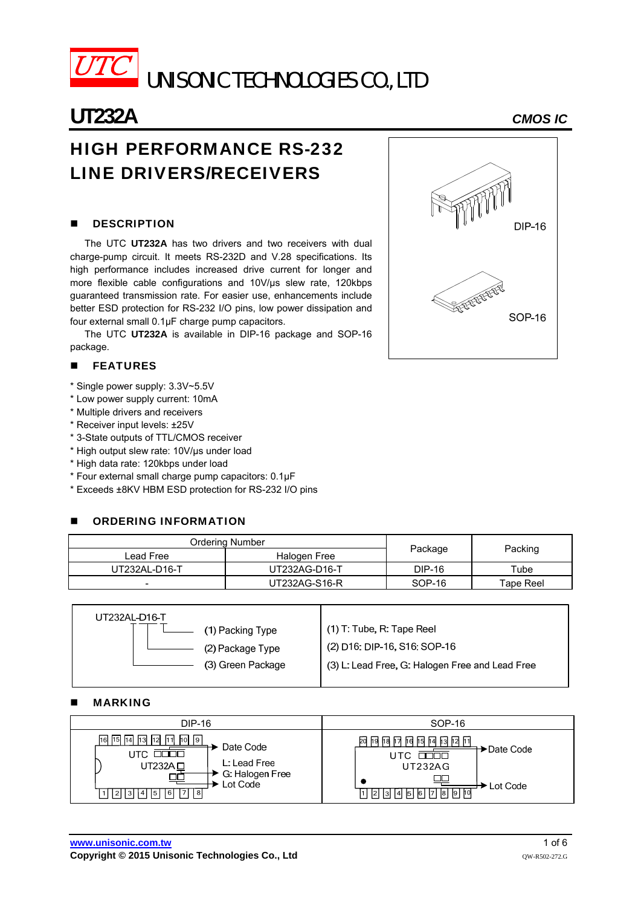UTC UNISONIC TECHNOLOGIES CO., LTD

# UT232A

*CMOS IC*

## HIGH PERFORMANCE RS-232 LINE DRIVERS/RECEIVERS

### DESCRIPTION

The UTC **UT232A** has two drivers and two receivers with dual charge-pump circuit. It meets RS-232D and V.28 specifications. Its high performance includes increased drive current for longer and more flexible cable configurations and 10V/μs slew rate, 120kbps guaranteed transmission rate. For easier use, enhancements include better ESD protection for RS-232 I/O pins, low power dissipation and four external small 0.1μF charge pump capacitors.

The UTC **UT232A** is available in DIP-16 package and SOP-16 package.

DIP-16

SOP-16

### FEATURES

* Single power supply: 3.3V~5.5V
* Low power supply current: 10mA
* Multiple drivers and receivers
* Receiver input levels: ±25V
* 3-State outputs of TTL/CMOS receiver
* High output slew rate: 10V/μs under load
* High data rate: 120kbps under load
* Four external small charge pump capacitors: 0.1μF
* Exceeds ±8KV HBM ESD protection for RS-232 I/O pins

### ORDERING INFORMATION

| Ordering Number | | Package | Packing |
|---|---|---|---|
| Lead Free | Halogen Free | | |
| UT232AL-D16-T | UT232AG-D16-T | DIP-16 | Tube |
| - | UT232AG-S16-R | SOP-16 | Tape Reel |

| UT232AL-D16-T | |
|---|---|
| (1) Packing Type | (1) T: Tube, R: Tape Reel |
| (2) Package Type | (2) D16: DIP-16, S16: SOP-16 |
| (3) Green Package | (3) L: Lead Free, G: Halogen Free and Lead Free |

### MARKING

| DIP-16 | SOP-16 |
|---|---|
| Pins 16–9 (top), 1–8 (bottom). Marking: UTC □□□□ (Date Code); UT232A□ (L: Lead Free, G: Halogen Free); □□ (Lot Code) | Pins 20–11 (top), 1–10 (bottom). Marking: UTC □□□□ (Date Code); UT232AG; □□ (Lot Code) |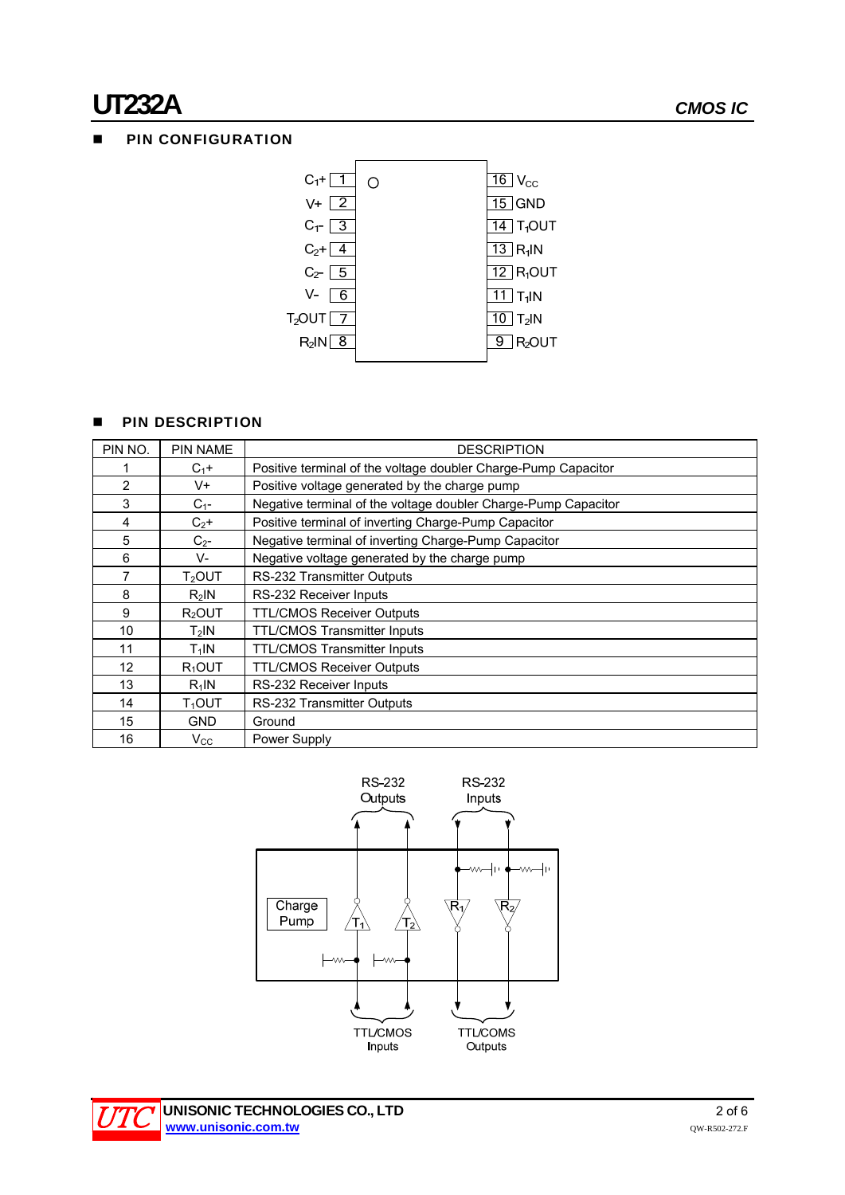## PIN CONFIGURATION

| Pin | Name | | Pin | Name |
|---|---|---|---|---|
| 1 | $C_1+$ | | 16 | $V_{CC}$ |
| 2 | V+ | | 15 | GND |
| 3 | $C_1-$ | | 14 | $T_1OUT$ |
| 4 | $C_2+$ | | 13 | $R_1IN$ |
| 5 | $C_2-$ | | 12 | $R_1OUT$ |
| 6 | V- | | 11 | $T_1IN$ |
| 7 | $T_2OUT$ | | 10 | $T_2IN$ |
| 8 | $R_2IN$ | | 9 | $R_2OUT$ |

## PIN DESCRIPTION

| PIN NO. | PIN NAME | DESCRIPTION |
|---|---|---|
| 1 | $C_1+$ | Positive terminal of the voltage doubler Charge-Pump Capacitor |
| 2 | V+ | Positive voltage generated by the charge pump |
| 3 | $C_1-$ | Negative terminal of the voltage doubler Charge-Pump Capacitor |
| 4 | $C_2+$ | Positive terminal of inverting Charge-Pump Capacitor |
| 5 | $C_2-$ | Negative terminal of inverting Charge-Pump Capacitor |
| 6 | V- | Negative voltage generated by the charge pump |
| 7 | $T_2OUT$ | RS-232 Transmitter Outputs |
| 8 | $R_2IN$ | RS-232 Receiver Inputs |
| 9 | $R_2OUT$ | TTL/CMOS Receiver Outputs |
| 10 | $T_2IN$ | TTL/CMOS Transmitter Inputs |
| 11 | $T_1IN$ | TTL/CMOS Transmitter Inputs |
| 12 | $R_1OUT$ | TTL/CMOS Receiver Outputs |
| 13 | $R_1IN$ | RS-232 Receiver Inputs |
| 14 | $T_1OUT$ | RS-232 Transmitter Outputs |
| 15 | GND | Ground |
| 16 | $V_{CC}$ | Power Supply |

RS-232 Outputs | RS-232 Inputs

Charge Pump | $T_1$ | $T_2$ | $R_1$ | $R_2$

TTL/CMOS Inputs | TTL/COMS Outputs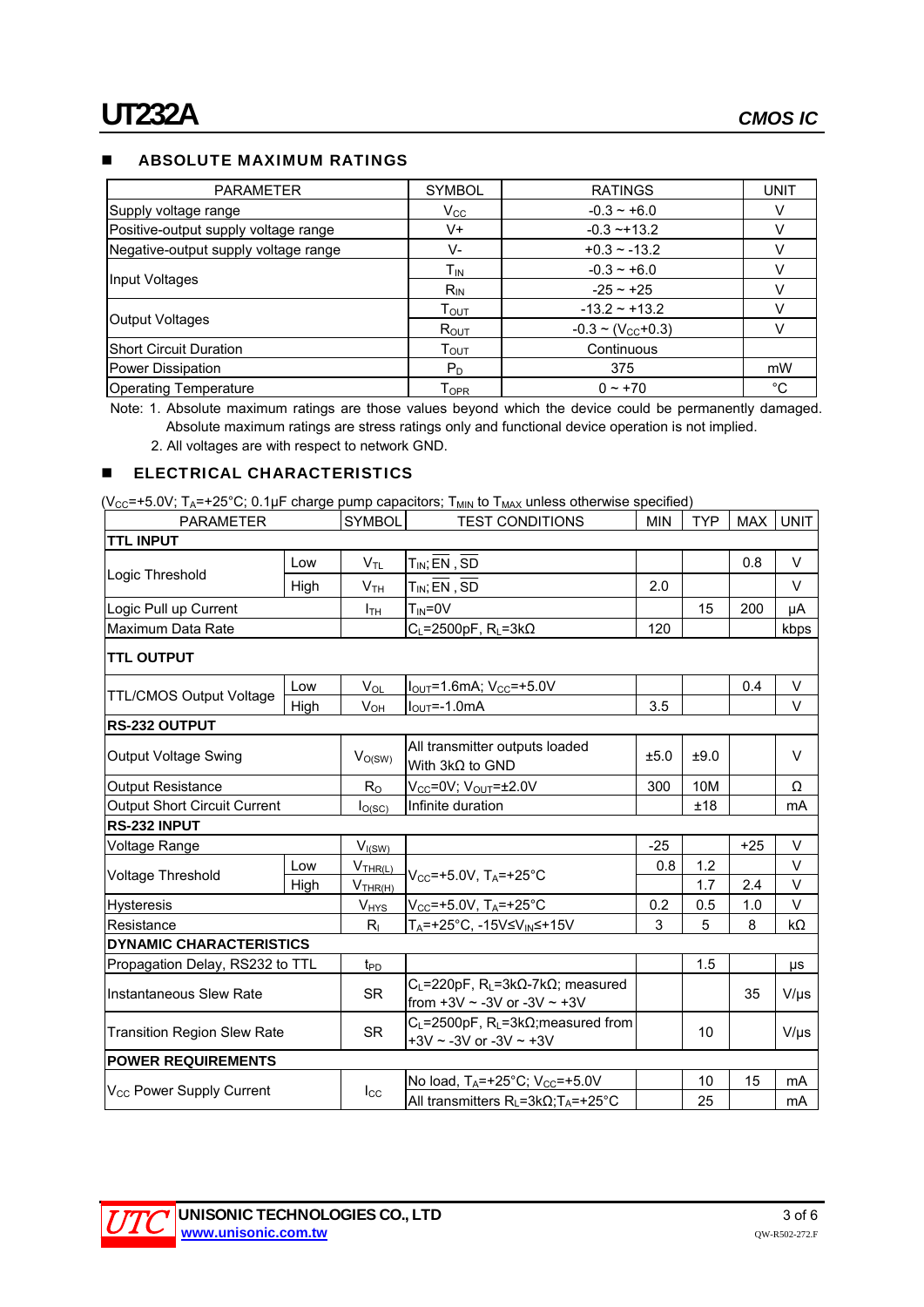## ABSOLUTE MAXIMUM RATINGS

| PARAMETER | | SYMBOL | RATINGS | UNIT |
|---|---|---|---|---|
| Supply voltage range | | $V_{CC}$ | -0.3 ~ +6.0 | V |
| Positive-output supply voltage range | | V+ | -0.3 ~+13.2 | V |
| Negative-output supply voltage range | | V- | +0.3 ~ -13.2 | V |
| Input Voltages | | $T_{IN}$ | -0.3 ~ +6.0 | V |
| | | $R_{IN}$ | -25 ~ +25 | V |
| Output Voltages | | $T_{OUT}$ | -13.2 ~ +13.2 | V |
| | | $R_{OUT}$ | -0.3 ~ ($V_{CC}$+0.3) | V |
| Short Circuit Duration | | $T_{OUT}$ | Continuous | |
| Power Dissipation | | $P_D$ | 375 | mW |
| Operating Temperature | | $T_{OPR}$ | 0 ~ +70 | °C |

Note: 1. Absolute maximum ratings are those values beyond which the device could be permanently damaged. Absolute maximum ratings are stress ratings only and functional device operation is not implied.
2. All voltages are with respect to network GND.

## ELECTRICAL CHARACTERISTICS

($V_{CC}$=+5.0V; $T_A$=+25°C; 0.1μF charge pump capacitors; $T_{MIN}$ to $T_{MAX}$ unless otherwise specified)

| PARAMETER | | SYMBOL | TEST CONDITIONS | MIN | TYP | MAX | UNIT |
|---|---|---|---|---|---|---|---|
| **TTL INPUT** | | | | | | | |
| Logic Threshold | Low | $V_{TL}$ | $T_{IN}$; EN, SD | | | 0.8 | V |
| | High | $V_{TH}$ | $T_{IN}$; EN, SD | 2.0 | | | V |
| Logic Pull up Current | | $I_{TH}$ | $T_{IN}$=0V | | 15 | 200 | μA |
| Maximum Data Rate | | | $C_L$=2500pF, $R_L$=3kΩ | 120 | | | kbps |
| **TTL OUTPUT** | | | | | | | |
| TTL/CMOS Output Voltage | Low | $V_{OL}$ | $I_{OUT}$=1.6mA; $V_{CC}$=+5.0V | | | 0.4 | V |
| | High | $V_{OH}$ | $I_{OUT}$=-1.0mA | 3.5 | | | V |
| **RS-232 OUTPUT** | | | | | | | |
| Output Voltage Swing | | $V_{O(SW)}$ | All transmitter outputs loaded With 3kΩ to GND | ±5.0 | ±9.0 | | V |
| Output Resistance | | $R_O$ | $V_{CC}$=0V; $V_{OUT}$=±2.0V | 300 | 10M | | Ω |
| Output Short Circuit Current | | $I_{O(SC)}$ | Infinite duration | | ±18 | | mA |
| **RS-232 INPUT** | | | | | | | |
| Voltage Range | | $V_{I(SW)}$ | | -25 | | +25 | V |
| Voltage Threshold | Low | $V_{THR(L)}$ | $V_{CC}$=+5.0V, $T_A$=+25°C | 0.8 | 1.2 | | V |
| | High | $V_{THR(H)}$ | $V_{CC}$=+5.0V, $T_A$=+25°C | | 1.7 | 2.4 | V |
| Hysteresis | | $V_{HYS}$ | $V_{CC}$=+5.0V, $T_A$=+25°C | 0.2 | 0.5 | 1.0 | V |
| Resistance | | $R_I$ | $T_A$=+25°C, -15V≤$V_{IN}$≤+15V | 3 | 5 | 8 | kΩ |
| **DYNAMIC CHARACTERISTICS** | | | | | | | |
| Propagation Delay, RS232 to TTL | | $t_{PD}$ | | | 1.5 | | μs |
| Instantaneous Slew Rate | | SR | $C_L$=220pF, $R_L$=3kΩ-7kΩ; measured from +3V ~ -3V or -3V ~ +3V | | | 35 | V/μs |
| Transition Region Slew Rate | | SR | $C_L$=2500pF, $R_L$=3kΩ;measured from +3V ~ -3V or -3V ~ +3V | | 10 | | V/μs |
| **POWER REQUIREMENTS** | | | | | | | |
| $V_{CC}$ Power Supply Current | | $I_{CC}$ | No load, $T_A$=+25°C; $V_{CC}$=+5.0V | | 10 | 15 | mA |
| | | | All transmitters $R_L$=3kΩ;$T_A$=+25°C | | 25 | | mA |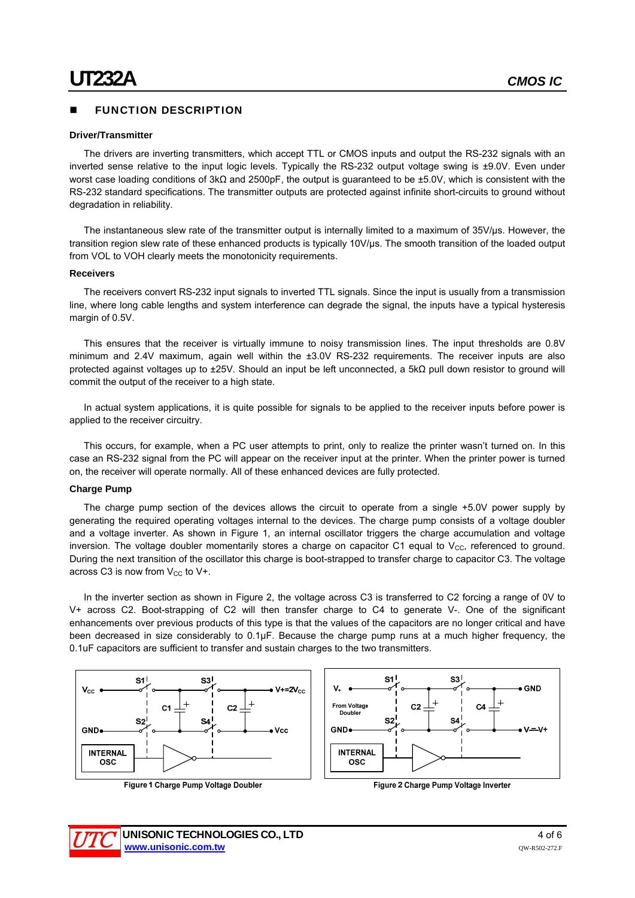## FUNCTION DESCRIPTION

### Driver/Transmitter

The drivers are inverting transmitters, which accept TTL or CMOS inputs and output the RS-232 signals with an inverted sense relative to the input logic levels. Typically the RS-232 output voltage swing is ±9.0V. Even under worst case loading conditions of 3kΩ and 2500pF, the output is guaranteed to be ±5.0V, which is consistent with the RS-232 standard specifications. The transmitter outputs are protected against infinite short-circuits to ground without degradation in reliability.

The instantaneous slew rate of the transmitter output is internally limited to a maximum of 35V/μs. However, the transition region slew rate of these enhanced products is typically 10V/μs. The smooth transition of the loaded output from VOL to VOH clearly meets the monotonicity requirements.

### Receivers

The receivers convert RS-232 input signals to inverted TTL signals. Since the input is usually from a transmission line, where long cable lengths and system interference can degrade the signal, the inputs have a typical hysteresis margin of 0.5V.

This ensures that the receiver is virtually immune to noisy transmission lines. The input thresholds are 0.8V minimum and 2.4V maximum, again well within the ±3.0V RS-232 requirements. The receiver inputs are also protected against voltages up to ±25V. Should an input be left unconnected, a 5kΩ pull down resistor to ground will commit the output of the receiver to a high state.

In actual system applications, it is quite possible for signals to be applied to the receiver inputs before power is applied to the receiver circuitry.

This occurs, for example, when a PC user attempts to print, only to realize the printer wasn't turned on. In this case an RS-232 signal from the PC will appear on the receiver input at the printer. When the printer power is turned on, the receiver will operate normally. All of these enhanced devices are fully protected.

### Charge Pump

The charge pump section of the devices allows the circuit to operate from a single +5.0V power supply by generating the required operating voltages internal to the devices. The charge pump consists of a voltage doubler and a voltage inverter. As shown in Figure 1, an internal oscillator triggers the charge accumulation and voltage inversion. The voltage doubler momentarily stores a charge on capacitor C1 equal to $V_{CC}$, referenced to ground. During the next transition of the oscillator this charge is boot-strapped to transfer charge to capacitor C3. The voltage across C3 is now from $V_{CC}$ to V+.

In the inverter section as shown in Figure 2, the voltage across C3 is transferred to C2 forcing a range of 0V to V+ across C2. Boot-strapping of C2 will then transfer charge to C4 to generate V-. One of the significant enhancements over previous products of this type is that the values of the capacitors are no longer critical and have been decreased in size considerably to 0.1μF. Because the charge pump runs at a much higher frequency, the 0.1uF capacitors are sufficient to transfer and sustain charges to the two transmitters.

Figure 1 Charge Pump Voltage Doubler

Figure 2 Charge Pump Voltage Inverter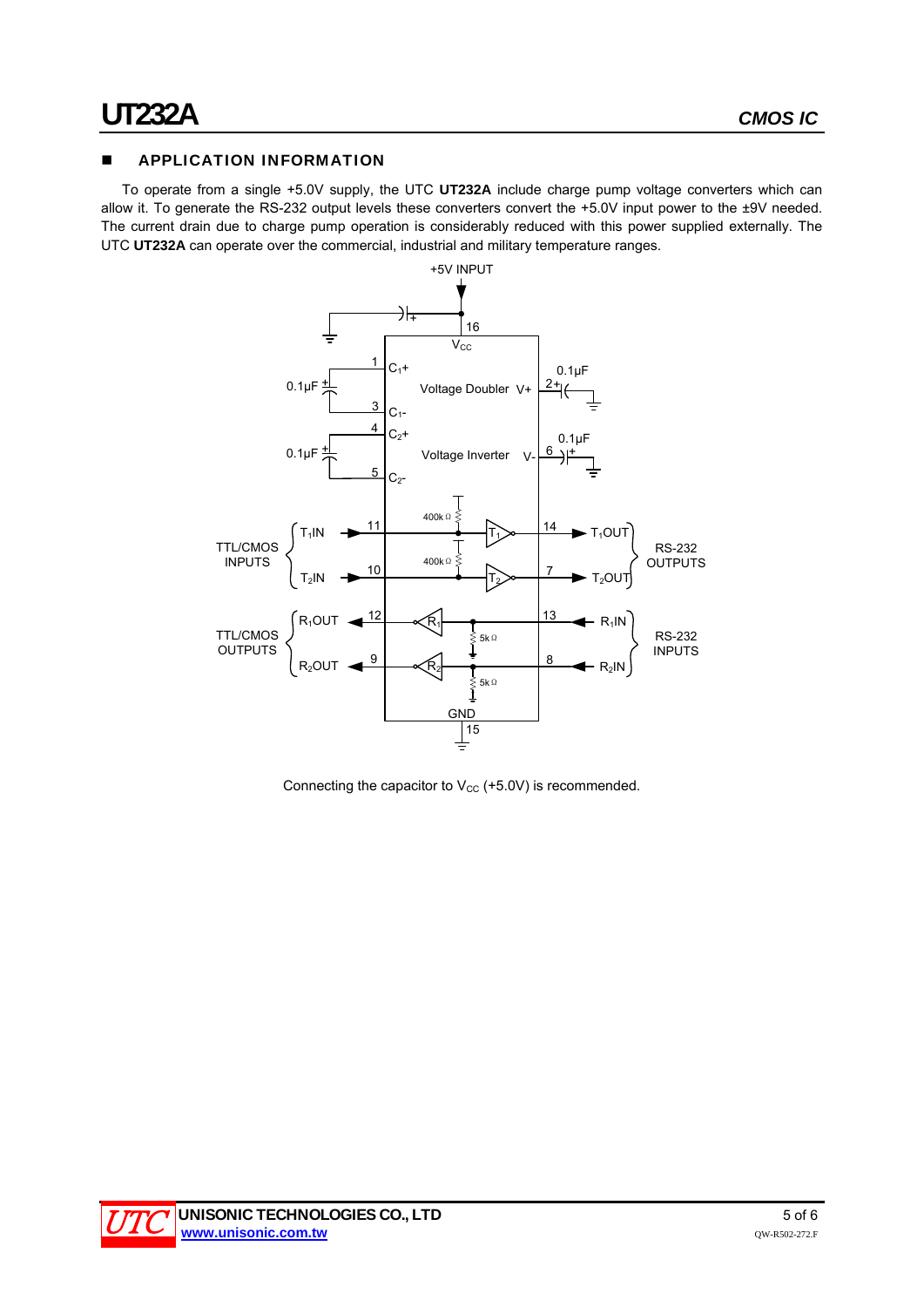## APPLICATION INFORMATION

To operate from a single +5.0V supply, the UTC **UT232A** include charge pump voltage converters which can allow it. To generate the RS-232 output levels these converters convert the +5.0V input power to the ±9V needed. The current drain due to charge pump operation is considerably reduced with this power supplied externally. The UTC **UT232A** can operate over the commercial, industrial and military temperature ranges.

Connecting the capacitor to $V_{CC}$ (+5.0V) is recommended.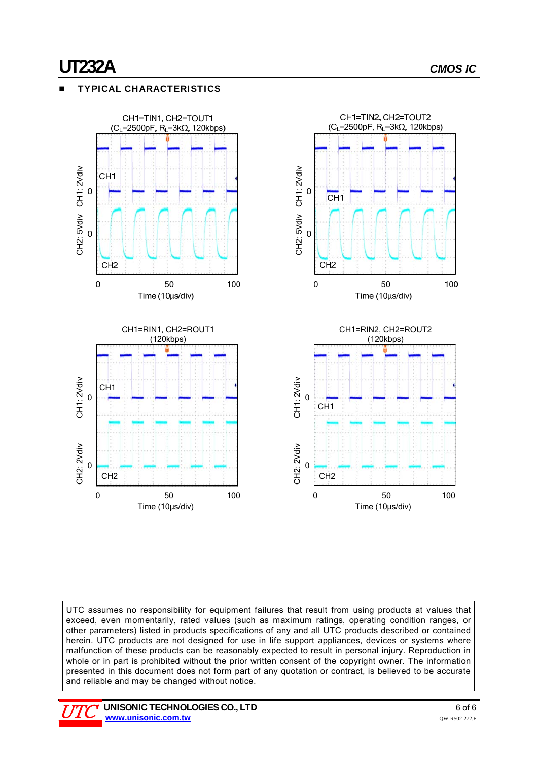## TYPICAL CHARACTERISTICS

CH1=TIN1, CH2=TOUT1
($C_L$=2500pF, $R_L$=3kΩ, 120kbps)

CH1: 2Vdiv
CH2: 5Vdiv
CH1
CH2
0
0
0
50
100
Time (10µs/div)

CH1=TIN2, CH2=TOUT2
($C_L$=2500pF, $R_L$=3kΩ, 120kbps)

CH1: 2Vdiv
CH2: 5Vdiv
CH1
CH2
0
0
0
50
100
Time (10µs/div)

CH1=RIN1, CH2=ROUT1
(120kbps)

CH1: 2Vdiv
CH2: 2Vdiv
CH1
CH2
0
0
0
50
100
Time (10µs/div)

CH1=RIN2, CH2=ROUT2
(120kbps)

CH1: 2Vdiv
CH2: 2Vdiv
CH1
CH2
0
0
0
50
100
Time (10µs/div)

UTC assumes no responsibility for equipment failures that result from using products at values that exceed, even momentarily, rated values (such as maximum ratings, operating condition ranges, or other parameters) listed in products specifications of any and all UTC products described or contained herein. UTC products are not designed for use in life support appliances, devices or systems where malfunction of these products can be reasonably expected to result in personal injury. Reproduction in whole or in part is prohibited without the prior written consent of the copyright owner. The information presented in this document does not form part of any quotation or contract, is believed to be accurate and reliable and may be changed without notice.